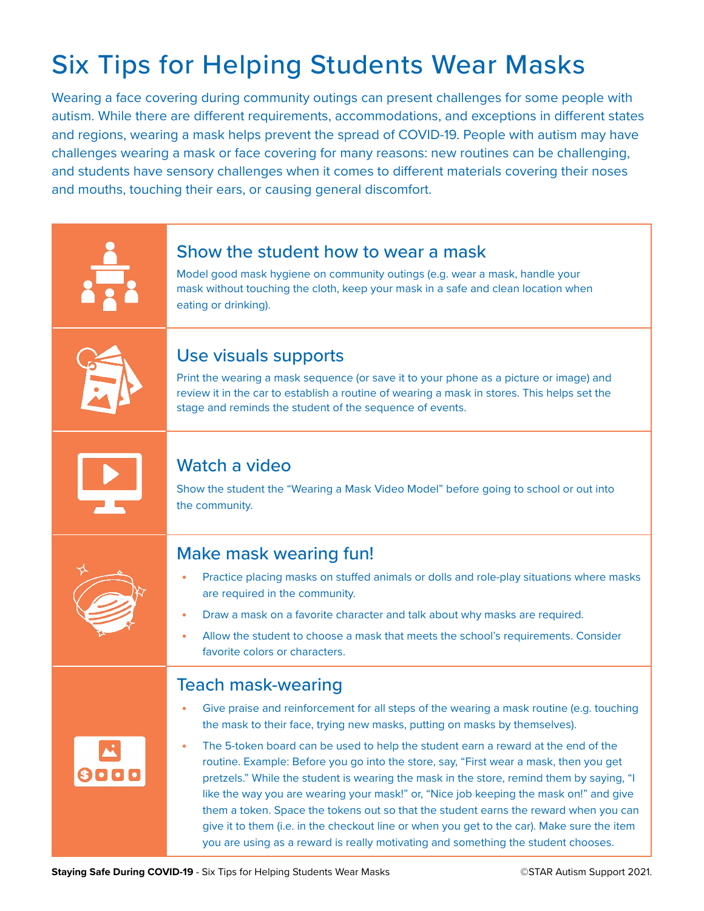# Six Tips for Helping Students Wear Masks

Wearing a face covering during community outings can present challenges for some people with autism. While there are different requirements, accommodations, and exceptions in different states and regions, wearing a mask helps prevent the spread of COVID-19. People with autism may have challenges wearing a mask or face covering for many reasons: new routines can be challenging, and students have sensory challenges when it comes to different materials covering their noses and mouths, touching their ears, or causing general discomfort.

## Show the student how to wear a mask

Model good mask hygiene on community outings (e.g. wear a mask, handle your mask without touching the cloth, keep your mask in a safe and clean location when eating or drinking).

## Use visuals supports

Print the wearing a mask sequence (or save it to your phone as a picture or image) and review it in the car to establish a routine of wearing a mask in stores. This helps set the stage and reminds the student of the sequence of events.

## Watch a video

Show the student the "Wearing a Mask Video Model" before going to school or out into the community.

## Make mask wearing fun!

- Practice placing masks on stuffed animals or dolls and role-play situations where masks are required in the community.
- Draw a mask on a favorite character and talk about why masks are required.
- Allow the student to choose a mask that meets the school's requirements. Consider favorite colors or characters.

## Teach mask-wearing

- Give praise and reinforcement for all steps of the wearing a mask routine (e.g. touching the mask to their face, trying new masks, putting on masks by themselves).
- The 5-token board can be used to help the student earn a reward at the end of the routine. Example: Before you go into the store, say, "First wear a mask, then you get pretzels." While the student is wearing the mask in the store, remind them by saying, "I like the way you are wearing your mask!" or, "Nice job keeping the mask on!" and give them a token. Space the tokens out so that the student earns the reward when you can give it to them (i.e. in the checkout line or when you get to the car). Make sure the item you are using as a reward is really motivating and something the student chooses.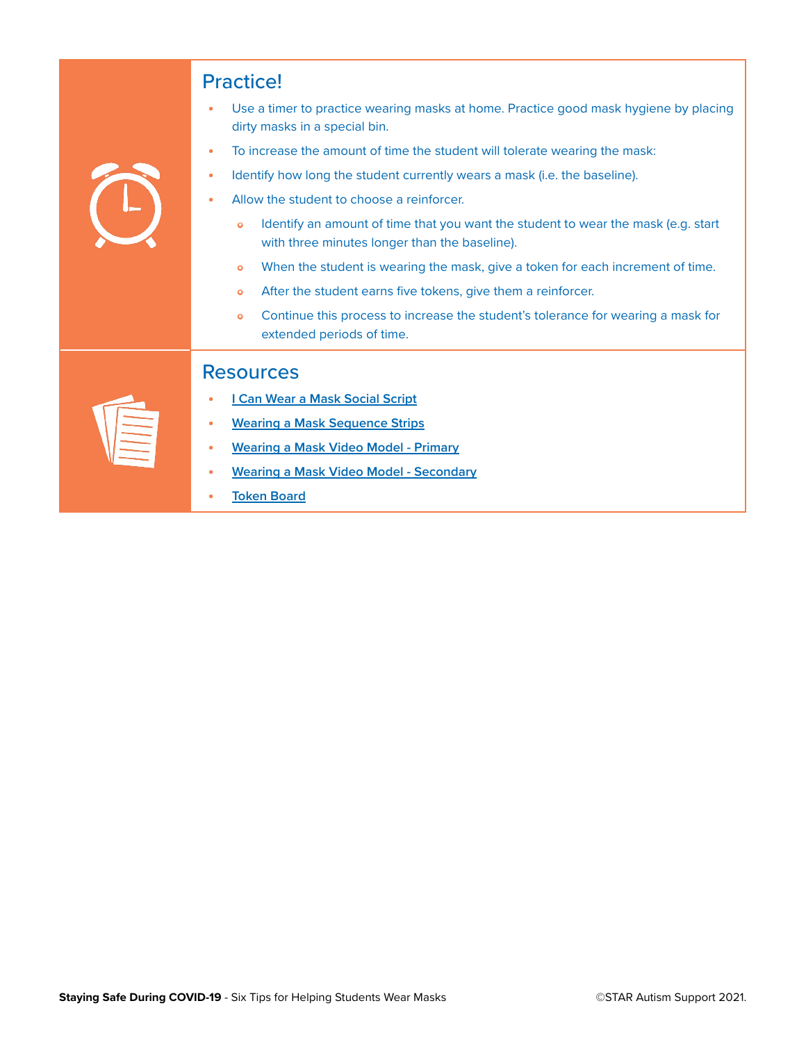## Practice!

- Use a timer to practice wearing masks at home. Practice good mask hygiene by placing dirty masks in a special bin.
- To increase the amount of time the student will tolerate wearing the mask:
- Identify how long the student currently wears a mask (i.e. the baseline).
- Allow the student to choose a reinforcer.
  - Identify an amount of time that you want the student to wear the mask (e.g. start with three minutes longer than the baseline).
  - When the student is wearing the mask, give a token for each increment of time.
  - After the student earns five tokens, give them a reinforcer.
  - Continue this process to increase the student's tolerance for wearing a mask for extended periods of time.

## Resources

- I Can Wear a Mask Social Script
- Wearing a Mask Sequence Strips
- Wearing a Mask Video Model - Primary
- Wearing a Mask Video Model - Secondary
- Token Board